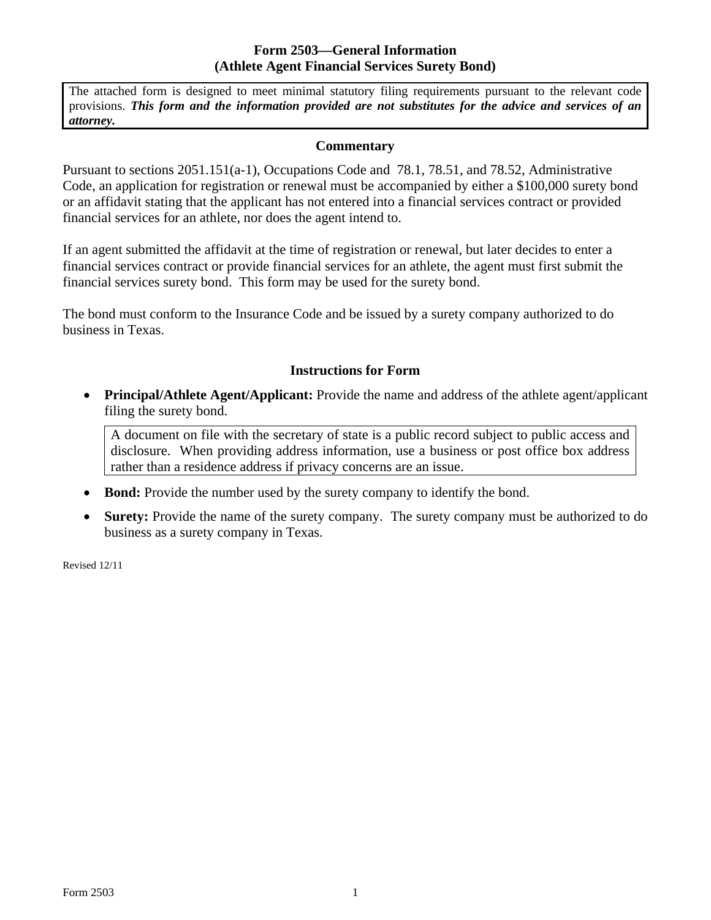# Form 2503—General Information
## (Athlete Agent Financial Services Surety Bond)

The attached form is designed to meet minimal statutory filing requirements pursuant to the relevant code provisions. ***This form and the information provided are not substitutes for the advice and services of an attorney.***

### Commentary

Pursuant to sections 2051.151(a-1), Occupations Code and 78.1, 78.51, and 78.52, Administrative Code, an application for registration or renewal must be accompanied by either a $100,000 surety bond or an affidavit stating that the applicant has not entered into a financial services contract or provided financial services for an athlete, nor does the agent intend to.

If an agent submitted the affidavit at the time of registration or renewal, but later decides to enter a financial services contract or provide financial services for an athlete, the agent must first submit the financial services surety bond. This form may be used for the surety bond.

The bond must conform to the Insurance Code and be issued by a surety company authorized to do business in Texas.

### Instructions for Form

- **Principal/Athlete Agent/Applicant:** Provide the name and address of the athlete agent/applicant filing the surety bond.

  A document on file with the secretary of state is a public record subject to public access and disclosure. When providing address information, use a business or post office box address rather than a residence address if privacy concerns are an issue.

- **Bond:** Provide the number used by the surety company to identify the bond.
- **Surety:** Provide the name of the surety company. The surety company must be authorized to do business as a surety company in Texas.

Revised 12/11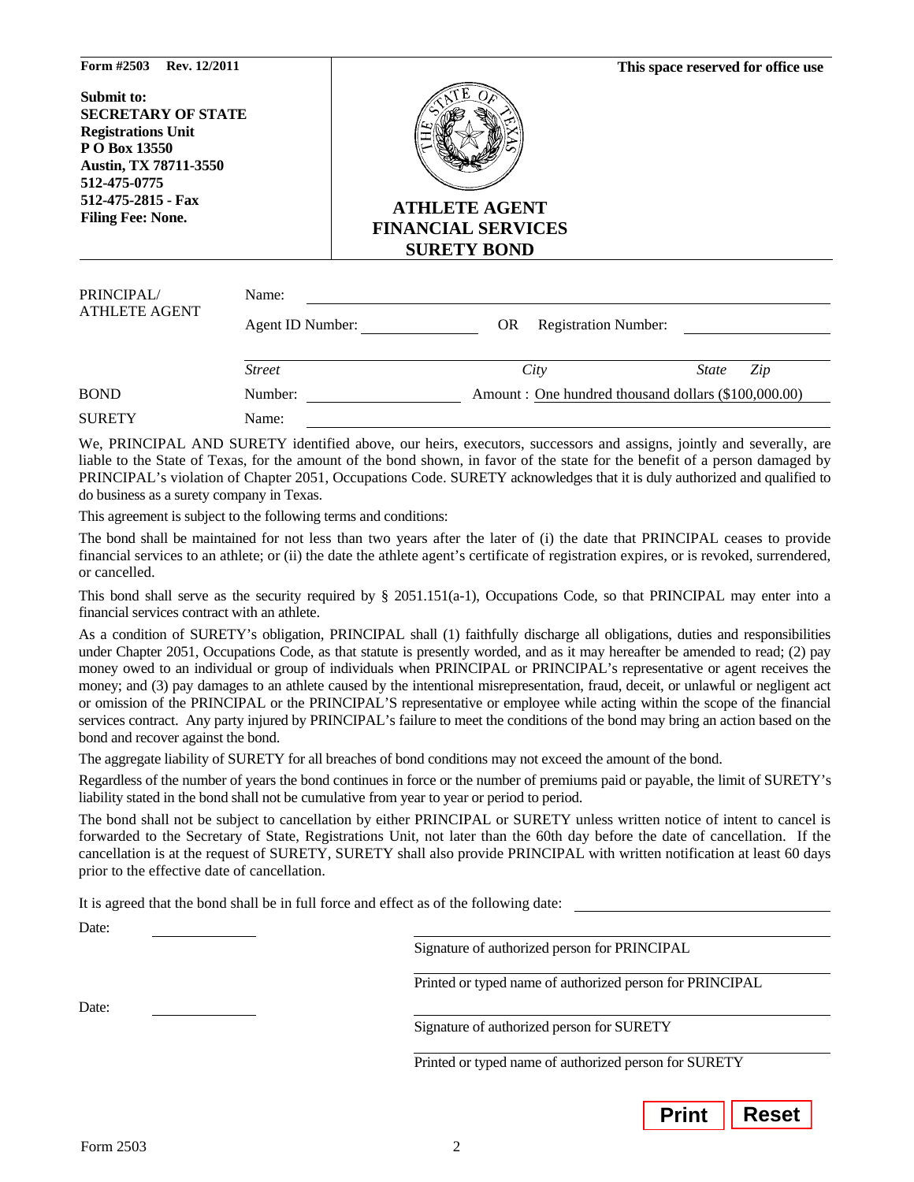**Form #2503 Rev. 12/2011**

**Submit to:**
**SECRETARY OF STATE**
**Registrations Unit**
**P O Box 13550**
**Austin, TX 78711-3550**
**512-475-0775**
**512-475-2815 - Fax**
**Filing Fee: None.**

**This space reserved for office use**

# ATHLETE AGENT FINANCIAL SERVICES SURETY BOND

| | | | |
|---|---|---|---|
| PRINCIPAL/ ATHLETE AGENT | Name: | | |
| | Agent ID Number: | OR Registration Number: | |
| | *Street* | *City* | *State Zip* |
| BOND | Number: | Amount : One hundred thousand dollars ($100,000.00) | |
| SURETY | Name: | | |

We, PRINCIPAL AND SURETY identified above, our heirs, executors, successors and assigns, jointly and severally, are liable to the State of Texas, for the amount of the bond shown, in favor of the state for the benefit of a person damaged by PRINCIPAL's violation of Chapter 2051, Occupations Code. SURETY acknowledges that it is duly authorized and qualified to do business as a surety company in Texas.

This agreement is subject to the following terms and conditions:

The bond shall be maintained for not less than two years after the later of (i) the date that PRINCIPAL ceases to provide financial services to an athlete; or (ii) the date the athlete agent's certificate of registration expires, or is revoked, surrendered, or cancelled.

This bond shall serve as the security required by § 2051.151(a-1), Occupations Code, so that PRINCIPAL may enter into a financial services contract with an athlete.

As a condition of SURETY's obligation, PRINCIPAL shall (1) faithfully discharge all obligations, duties and responsibilities under Chapter 2051, Occupations Code, as that statute is presently worded, and as it may hereafter be amended to read; (2) pay money owed to an individual or group of individuals when PRINCIPAL or PRINCIPAL's representative or agent receives the money; and (3) pay damages to an athlete caused by the intentional misrepresentation, fraud, deceit, or unlawful or negligent act or omission of the PRINCIPAL or the PRINCIPAL'S representative or employee while acting within the scope of the financial services contract. Any party injured by PRINCIPAL's failure to meet the conditions of the bond may bring an action based on the bond and recover against the bond.

The aggregate liability of SURETY for all breaches of bond conditions may not exceed the amount of the bond.

Regardless of the number of years the bond continues in force or the number of premiums paid or payable, the limit of SURETY's liability stated in the bond shall not be cumulative from year to year or period to period.

The bond shall not be subject to cancellation by either PRINCIPAL or SURETY unless written notice of intent to cancel is forwarded to the Secretary of State, Registrations Unit, not later than the 60th day before the date of cancellation. If the cancellation is at the request of SURETY, SURETY shall also provide PRINCIPAL with written notification at least 60 days prior to the effective date of cancellation.

It is agreed that the bond shall be in full force and effect as of the following date: ____________

Date: ____________

____________________
Signature of authorized person for PRINCIPAL

____________________
Printed or typed name of authorized person for PRINCIPAL

Date: ____________

____________________
Signature of authorized person for SURETY

____________________
Printed or typed name of authorized person for SURETY

Print Reset

Form 2503